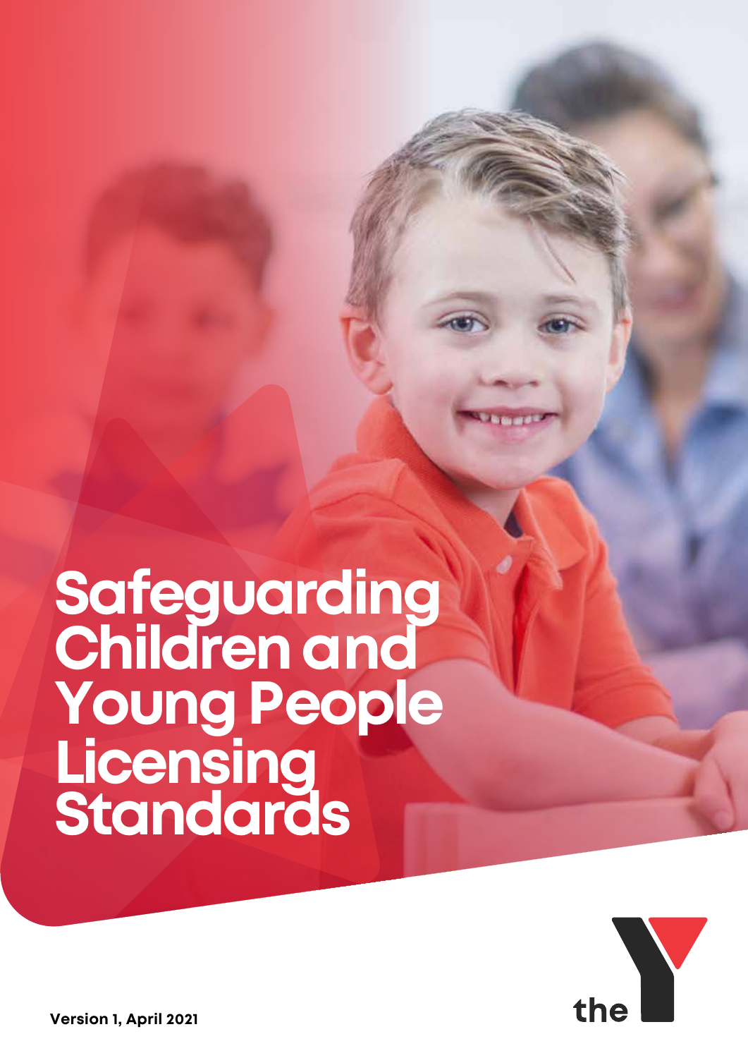# Safeguarding Children and Young People Licensing Standards

**Version 1, April 2021**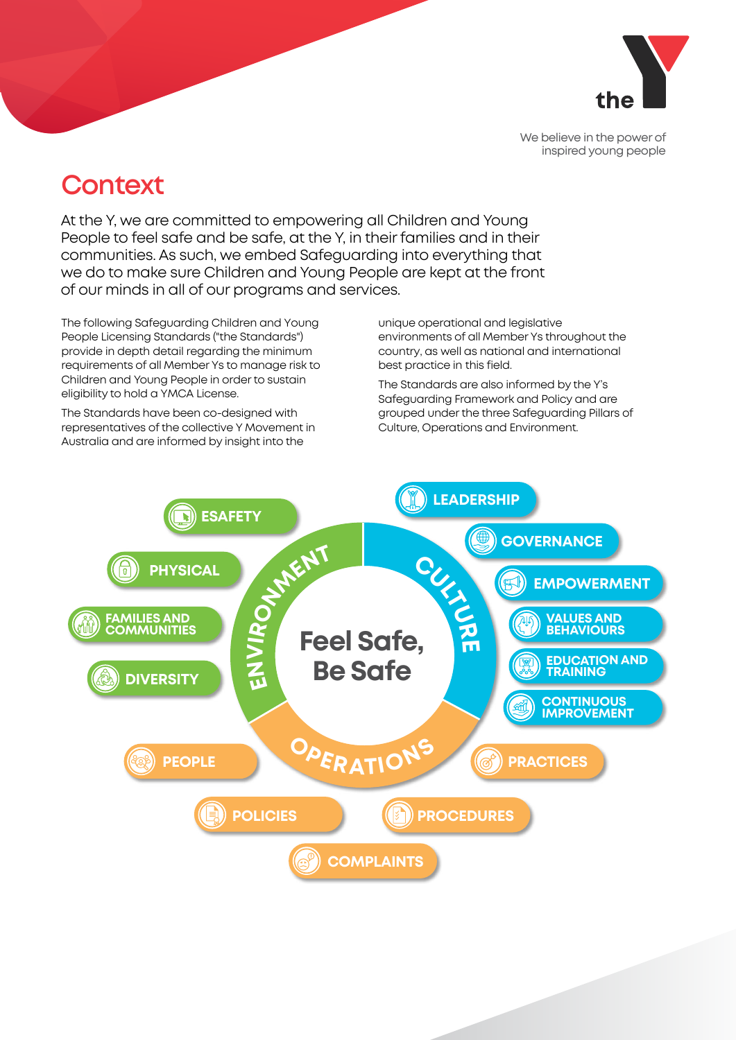We believe in the power of inspired young people

# Context

At the Y, we are committed to empowering all Children and Young People to feel safe and be safe, at the Y, in their families and in their communities. As such, we embed Safeguarding into everything that we do to make sure Children and Young People are kept at the front of our minds in all of our programs and services.

The following Safeguarding Children and Young People Licensing Standards ("the Standards") provide in depth detail regarding the minimum requirements of all Member Ys to manage risk to Children and Young People in order to sustain eligibility to hold a YMCA License.

The Standards have been co-designed with representatives of the collective Y Movement in Australia and are informed by insight into the unique operational and legislative environments of all Member Ys throughout the country, as well as national and international best practice in this field.

The Standards are also informed by the Y's Safeguarding Framework and Policy and are grouped under the three Safeguarding Pillars of Culture, Operations and Environment.

Feel Safe, Be Safe

ENVIRONMENT
ESAFETY
PHYSICAL
FAMILIES AND COMMUNITIES
DIVERSITY

CULTURE
LEADERSHIP
GOVERNANCE
EMPOWERMENT
VALUES AND BEHAVIOURS
EDUCATION AND TRAINING
CONTINUOUS IMPROVEMENT

OPERATIONS
PEOPLE
PRACTICES
POLICIES
PROCEDURES
COMPLAINTS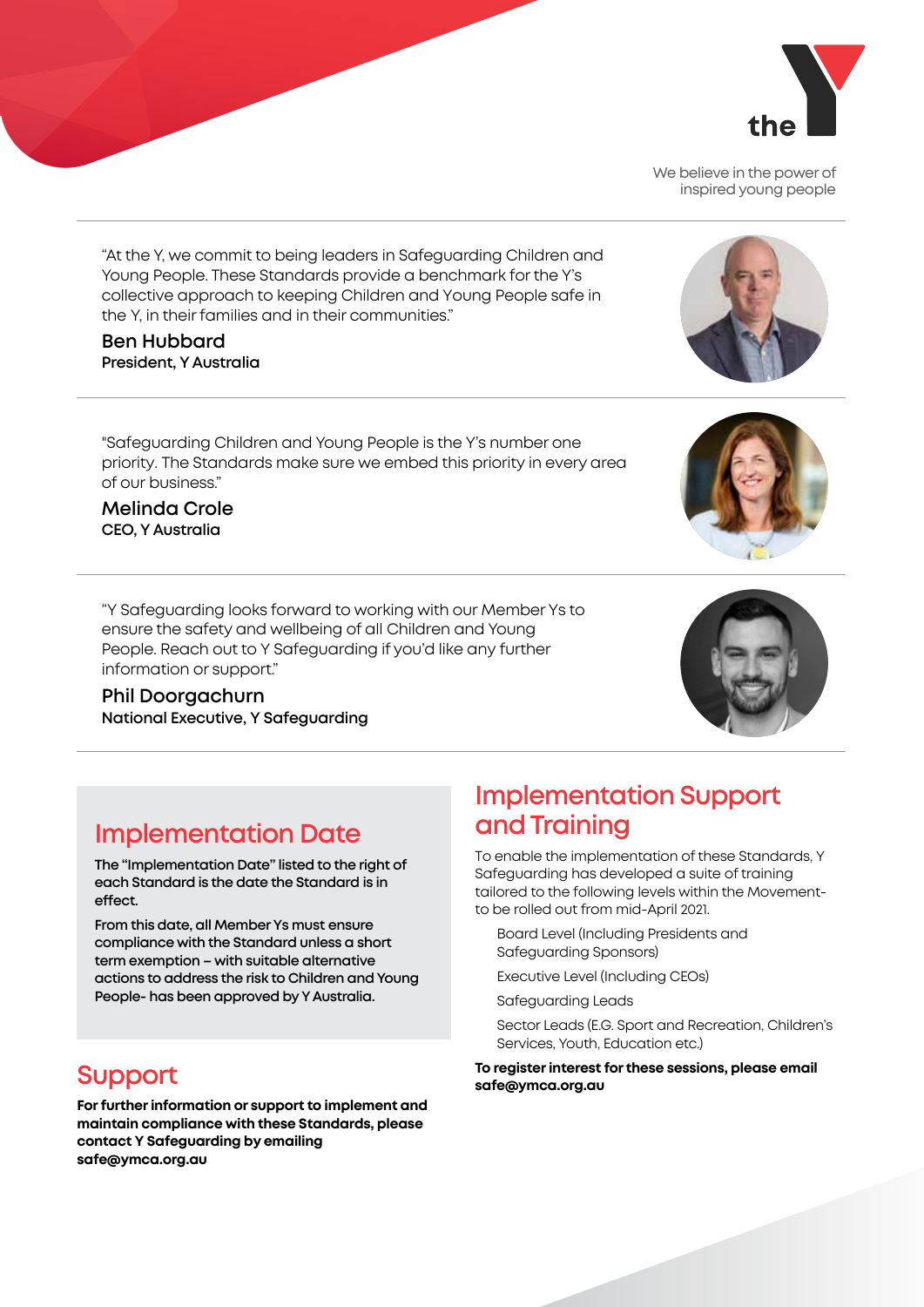We believe in the power of inspired young people

"At the Y, we commit to being leaders in Safeguarding Children and Young People. These Standards provide a benchmark for the Y's collective approach to keeping Children and Young People safe in the Y, in their families and in their communities."

**Ben Hubbard**
**President, Y Australia**

"Safeguarding Children and Young People is the Y's number one priority. The Standards make sure we embed this priority in every area of our business."

**Melinda Crole**
**CEO, Y Australia**

"Y Safeguarding looks forward to working with our Member Ys to ensure the safety and wellbeing of all Children and Young People. Reach out to Y Safeguarding if you'd like any further information or support."

**Phil Doorgachurn**
**National Executive, Y Safeguarding**

## Implementation Date

**The "Implementation Date" listed to the right of each Standard is the date the Standard is in effect.**

**From this date, all Member Ys must ensure compliance with the Standard unless a short term exemption – with suitable alternative actions to address the risk to Children and Young People- has been approved by Y Australia.**

## Support

**For further information or support to implement and maintain compliance with these Standards, please contact Y Safeguarding by emailing safe@ymca.org.au**

## Implementation Support and Training

To enable the implementation of these Standards, Y Safeguarding has developed a suite of training tailored to the following levels within the Movement- to be rolled out from mid-April 2021.

- Board Level (Including Presidents and Safeguarding Sponsors)
- Executive Level (Including CEOs)
- Safeguarding Leads
- Sector Leads (E.G. Sport and Recreation, Children's Services, Youth, Education etc.)

**To register interest for these sessions, please email safe@ymca.org.au**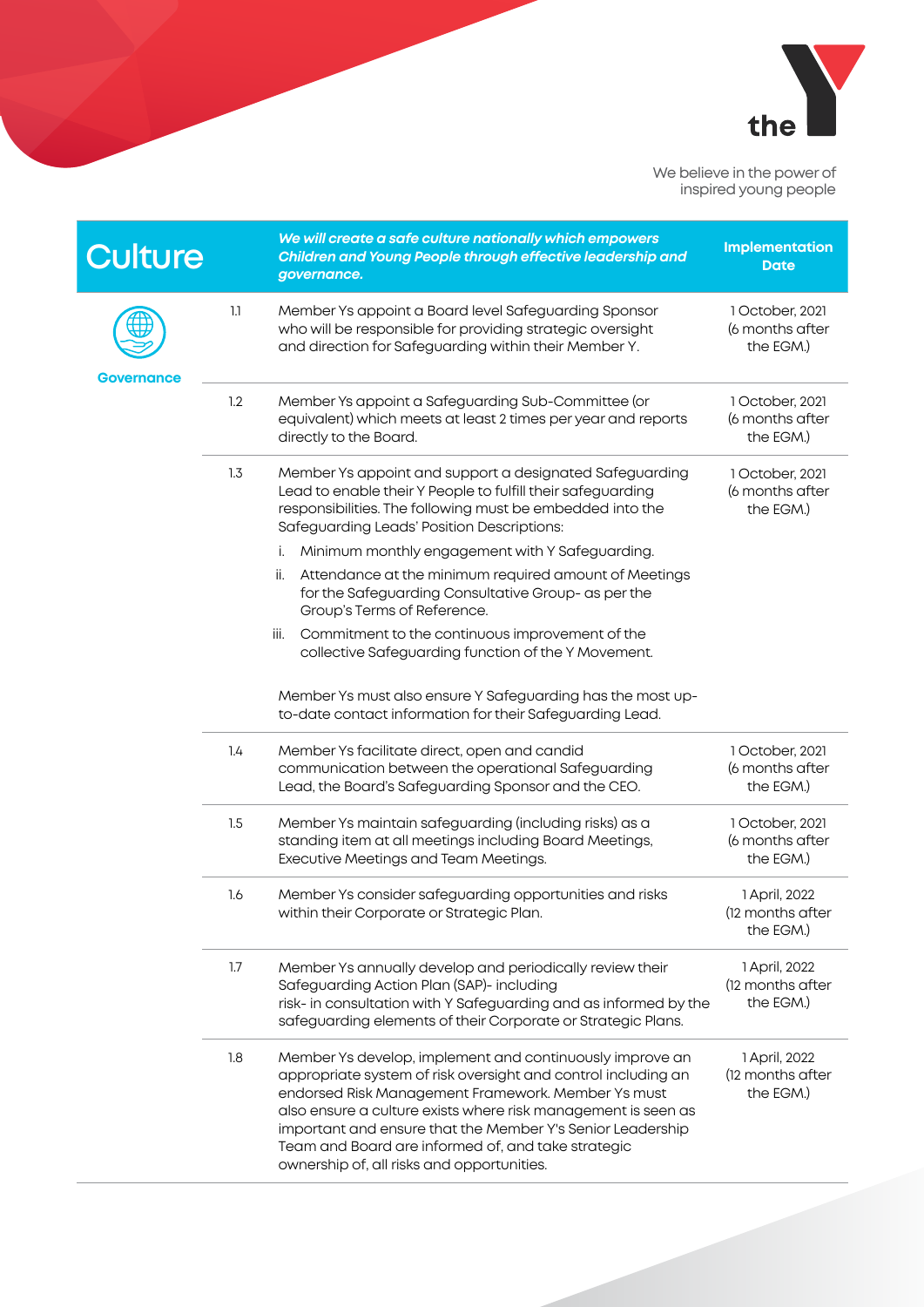We believe in the power of inspired young people

| Culture | | *We will create a safe culture nationally which empowers Children and Young People through effective leadership and governance.* | Implementation Date |
|---|---|---|---|
| Governance | 1.1 | Member Ys appoint a Board level Safeguarding Sponsor who will be responsible for providing strategic oversight and direction for Safeguarding within their Member Y. | 1 October, 2021 (6 months after the EGM.) |
| | 1.2 | Member Ys appoint a Safeguarding Sub-Committee (or equivalent) which meets at least 2 times per year and reports directly to the Board. | 1 October, 2021 (6 months after the EGM.) |
| | 1.3 | Member Ys appoint and support a designated Safeguarding Lead to enable their Y People to fulfill their safeguarding responsibilities. The following must be embedded into the Safeguarding Leads' Position Descriptions:<br>i. Minimum monthly engagement with Y Safeguarding.<br>ii. Attendance at the minimum required amount of Meetings for the Safeguarding Consultative Group- as per the Group's Terms of Reference.<br>iii. Commitment to the continuous improvement of the collective Safeguarding function of the Y Movement.<br><br>Member Ys must also ensure Y Safeguarding has the most up-to-date contact information for their Safeguarding Lead. | 1 October, 2021 (6 months after the EGM.) |
| | 1.4 | Member Ys facilitate direct, open and candid communication between the operational Safeguarding Lead, the Board's Safeguarding Sponsor and the CEO. | 1 October, 2021 (6 months after the EGM.) |
| | 1.5 | Member Ys maintain safeguarding (including risks) as a standing item at all meetings including Board Meetings, Executive Meetings and Team Meetings. | 1 October, 2021 (6 months after the EGM.) |
| | 1.6 | Member Ys consider safeguarding opportunities and risks within their Corporate or Strategic Plan. | 1 April, 2022 (12 months after the EGM.) |
| | 1.7 | Member Ys annually develop and periodically review their Safeguarding Action Plan (SAP)- including risk- in consultation with Y Safeguarding and as informed by the safeguarding elements of their Corporate or Strategic Plans. | 1 April, 2022 (12 months after the EGM.) |
| | 1.8 | Member Ys develop, implement and continuously improve an appropriate system of risk oversight and control including an endorsed Risk Management Framework. Member Ys must also ensure a culture exists where risk management is seen as important and ensure that the Member Y's Senior Leadership Team and Board are informed of, and take strategic ownership of, all risks and opportunities. | 1 April, 2022 (12 months after the EGM.) |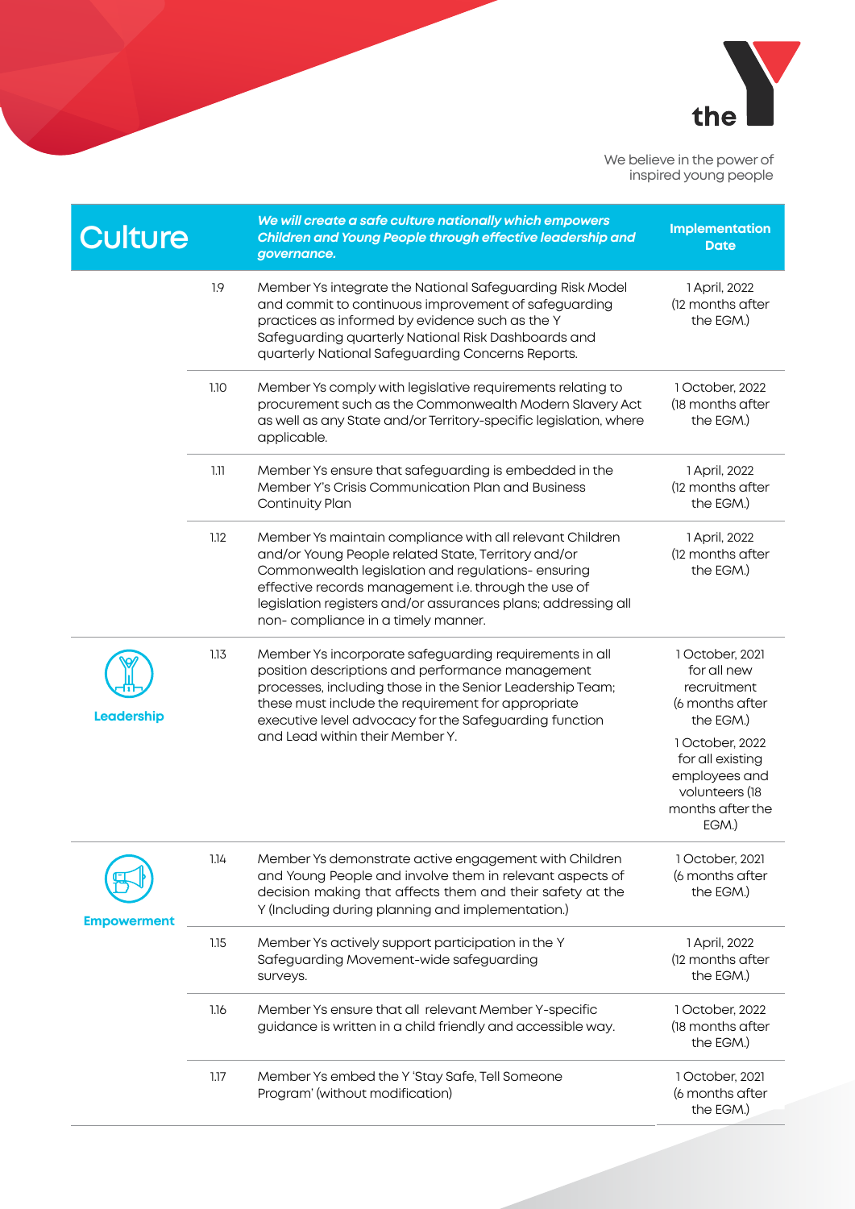We believe in the power of inspired young people

| Culture | | *We will create a safe culture nationally which empowers Children and Young People through effective leadership and governance.* | Implementation Date |
|---|---|---|---|
| | 1.9 | Member Ys integrate the National Safeguarding Risk Model and commit to continuous improvement of safeguarding practices as informed by evidence such as the Y Safeguarding quarterly National Risk Dashboards and quarterly National Safeguarding Concerns Reports. | 1 April, 2022 (12 months after the EGM.) |
| | 1.10 | Member Ys comply with legislative requirements relating to procurement such as the Commonwealth Modern Slavery Act as well as any State and/or Territory-specific legislation, where applicable. | 1 October, 2022 (18 months after the EGM.) |
| | 1.11 | Member Ys ensure that safeguarding is embedded in the Member Y's Crisis Communication Plan and Business Continuity Plan | 1 April, 2022 (12 months after the EGM.) |
| | 1.12 | Member Ys maintain compliance with all relevant Children and/or Young People related State, Territory and/or Commonwealth legislation and regulations- ensuring effective records management i.e. through the use of legislation registers and/or assurances plans; addressing all non- compliance in a timely manner. | 1 April, 2022 (12 months after the EGM.) |
| **Leadership** | 1.13 | Member Ys incorporate safeguarding requirements in all position descriptions and performance management processes, including those in the Senior Leadership Team; these must include the requirement for appropriate executive level advocacy for the Safeguarding function and Lead within their Member Y. | 1 October, 2021 for all new recruitment (6 months after the EGM.) 1 October, 2022 for all existing employees and volunteers (18 months after the EGM.) |
| **Empowerment** | 1.14 | Member Ys demonstrate active engagement with Children and Young People and involve them in relevant aspects of decision making that affects them and their safety at the Y (Including during planning and implementation.) | 1 October, 2021 (6 months after the EGM.) |
| | 1.15 | Member Ys actively support participation in the Y Safeguarding Movement-wide safeguarding surveys. | 1 April, 2022 (12 months after the EGM.) |
| | 1.16 | Member Ys ensure that all relevant Member Y-specific guidance is written in a child friendly and accessible way. | 1 October, 2022 (18 months after the EGM.) |
| | 1.17 | Member Ys embed the Y 'Stay Safe, Tell Someone Program' (without modification) | 1 October, 2021 (6 months after the EGM.) |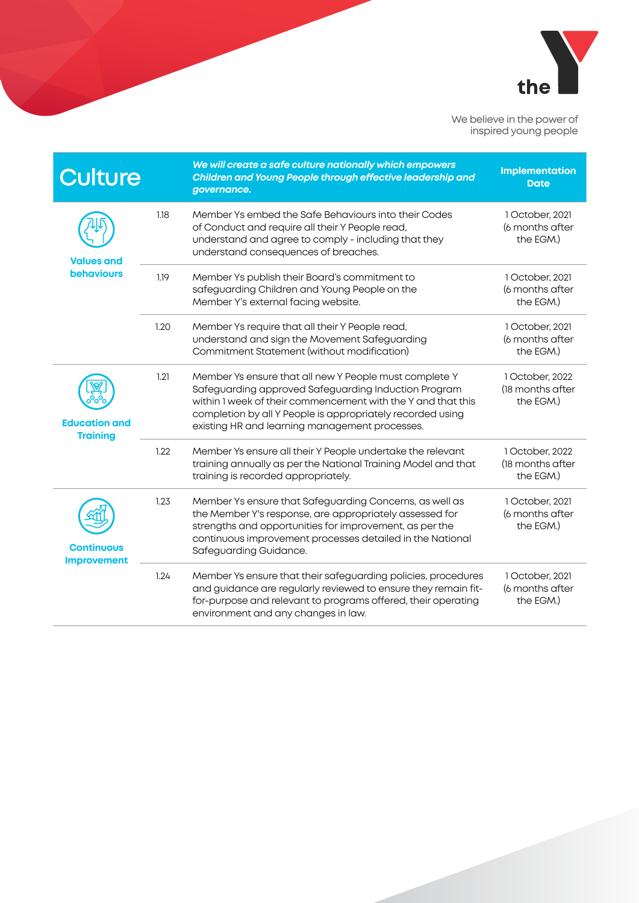We believe in the power of inspired young people

| Culture | | *We will create a safe culture nationally which empowers Children and Young People through effective leadership and governance.* | Implementation Date |
|---|---|---|---|
| Values and behaviours | 1.18 | Member Ys embed the Safe Behaviours into their Codes of Conduct and require all their Y People read, understand and agree to comply - including that they understand consequences of breaches. | 1 October, 2021 (6 months after the EGM.) |
| | 1.19 | Member Ys publish their Board's commitment to safeguarding Children and Young People on the Member Y's external facing website. | 1 October, 2021 (6 months after the EGM.) |
| | 1.20 | Member Ys require that all their Y People read, understand and sign the Movement Safeguarding Commitment Statement (without modification) | 1 October, 2021 (6 months after the EGM.) |
| Education and Training | 1.21 | Member Ys ensure that all new Y People must complete Y Safeguarding approved Safeguarding Induction Program within 1 week of their commencement with the Y and that this completion by all Y People is appropriately recorded using existing HR and learning management processes. | 1 October, 2022 (18 months after the EGM.) |
| | 1.22 | Member Ys ensure all their Y People undertake the relevant training annually as per the National Training Model and that training is recorded appropriately. | 1 October, 2022 (18 months after the EGM.) |
| Continuous Improvement | 1.23 | Member Ys ensure that Safeguarding Concerns, as well as the Member Y's response, are appropriately assessed for strengths and opportunities for improvement, as per the continuous improvement processes detailed in the National Safeguarding Guidance. | 1 October, 2021 (6 months after the EGM.) |
| | 1.24 | Member Ys ensure that their safeguarding policies, procedures and guidance are regularly reviewed to ensure they remain fit-for-purpose and relevant to programs offered, their operating environment and any changes in law. | 1 October, 2021 (6 months after the EGM.) |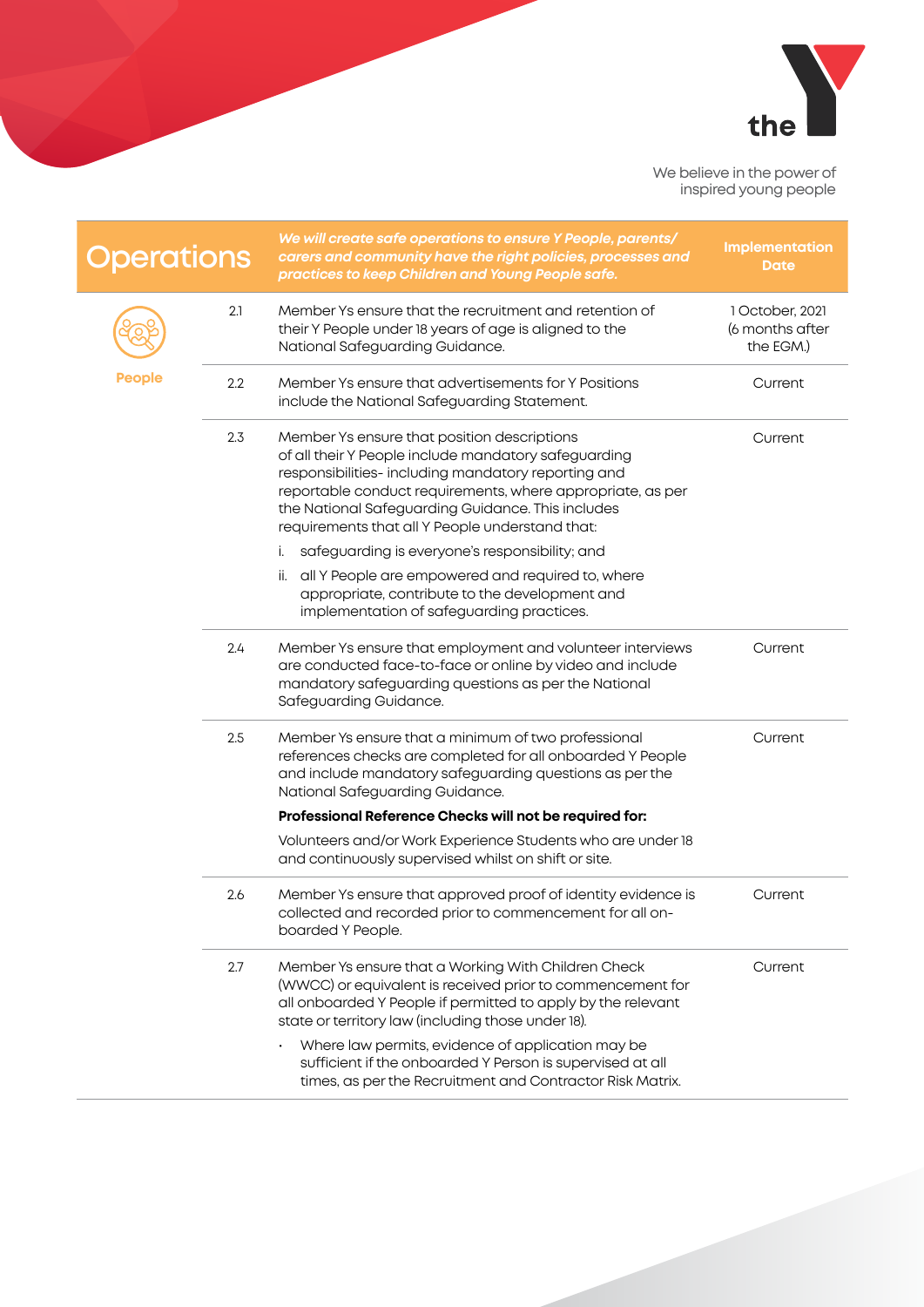We believe in the power of inspired young people

| Operations | | *We will create safe operations to ensure Y People, parents/carers and community have the right policies, processes and practices to keep Children and Young People safe.* | Implementation Date |
|---|---|---|---|
| People | 2.1 | Member Ys ensure that the recruitment and retention of their Y People under 18 years of age is aligned to the National Safeguarding Guidance. | 1 October, 2021 (6 months after the EGM.) |
| | 2.2 | Member Ys ensure that advertisements for Y Positions include the National Safeguarding Statement. | Current |
| | 2.3 | Member Ys ensure that position descriptions of all their Y People include mandatory safeguarding responsibilities- including mandatory reporting and reportable conduct requirements, where appropriate, as per the National Safeguarding Guidance. This includes requirements that all Y People understand that:<br>i. safeguarding is everyone's responsibility; and<br>ii. all Y People are empowered and required to, where appropriate, contribute to the development and implementation of safeguarding practices. | Current |
| | 2.4 | Member Ys ensure that employment and volunteer interviews are conducted face-to-face or online by video and include mandatory safeguarding questions as per the National Safeguarding Guidance. | Current |
| | 2.5 | Member Ys ensure that a minimum of two professional references checks are completed for all onboarded Y People and include mandatory safeguarding questions as per the National Safeguarding Guidance.<br>**Professional Reference Checks will not be required for:**<br>Volunteers and/or Work Experience Students who are under 18 and continuously supervised whilst on shift or site. | Current |
| | 2.6 | Member Ys ensure that approved proof of identity evidence is collected and recorded prior to commencement for all on-boarded Y People. | Current |
| | 2.7 | Member Ys ensure that a Working With Children Check (WWCC) or equivalent is received prior to commencement for all onboarded Y People if permitted to apply by the relevant state or territory law (including those under 18).<br>• Where law permits, evidence of application may be sufficient if the onboarded Y Person is supervised at all times, as per the Recruitment and Contractor Risk Matrix. | Current |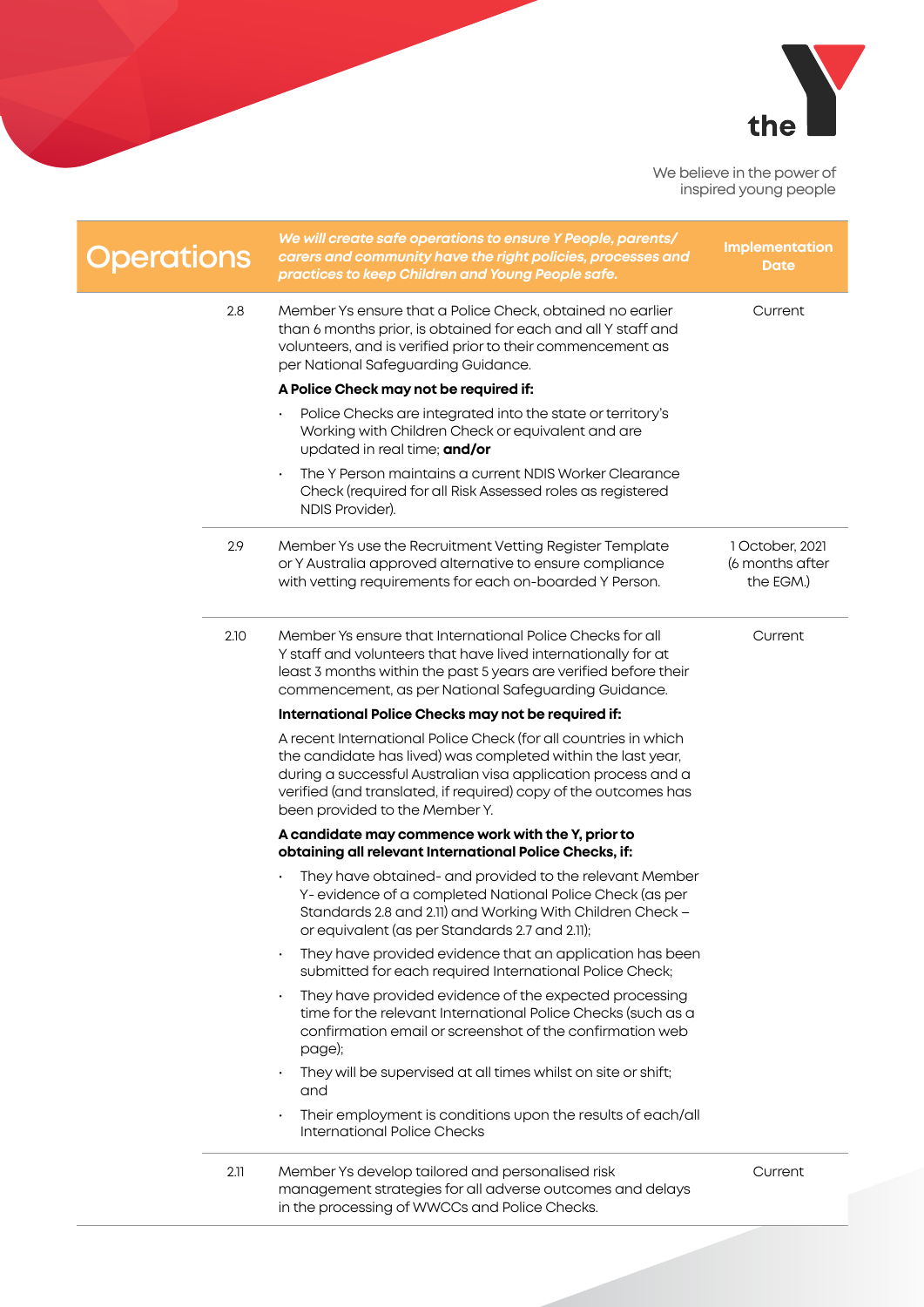We believe in the power of inspired young people

| Operations | *We will create safe operations to ensure Y People, parents/ carers and community have the right policies, processes and practices to keep Children and Young People safe.* | Implementation Date |
|---|---|---|
| 2.8 | Member Ys ensure that a Police Check, obtained no earlier than 6 months prior, is obtained for each and all Y staff and volunteers, and is verified prior to their commencement as per National Safeguarding Guidance.<br><br>**A Police Check may not be required if:**<br><br>• Police Checks are integrated into the state or territory's Working with Children Check or equivalent and are updated in real time; **and/or**<br>• The Y Person maintains a current NDIS Worker Clearance Check (required for all Risk Assessed roles as registered NDIS Provider). | Current |
| 2.9 | Member Ys use the Recruitment Vetting Register Template or Y Australia approved alternative to ensure compliance with vetting requirements for each on-boarded Y Person. | 1 October, 2021 (6 months after the EGM.) |
| 2.10 | Member Ys ensure that International Police Checks for all Y staff and volunteers that have lived internationally for at least 3 months within the past 5 years are verified before their commencement, as per National Safeguarding Guidance.<br><br>**International Police Checks may not be required if:**<br><br>A recent International Police Check (for all countries in which the candidate has lived) was completed within the last year, during a successful Australian visa application process and a verified (and translated, if required) copy of the outcomes has been provided to the Member Y.<br><br>**A candidate may commence work with the Y, prior to obtaining all relevant International Police Checks, if:**<br><br>• They have obtained- and provided to the relevant Member Y- evidence of a completed National Police Check (as per Standards 2.8 and 2.11) and Working With Children Check – or equivalent (as per Standards 2.7 and 2.11);<br>• They have provided evidence that an application has been submitted for each required International Police Check;<br>• They have provided evidence of the expected processing time for the relevant International Police Checks (such as a confirmation email or screenshot of the confirmation web page);<br>• They will be supervised at all times whilst on site or shift; and<br>• Their employment is conditions upon the results of each/all International Police Checks | Current |
| 2.11 | Member Ys develop tailored and personalised risk management strategies for all adverse outcomes and delays in the processing of WWCCs and Police Checks. | Current |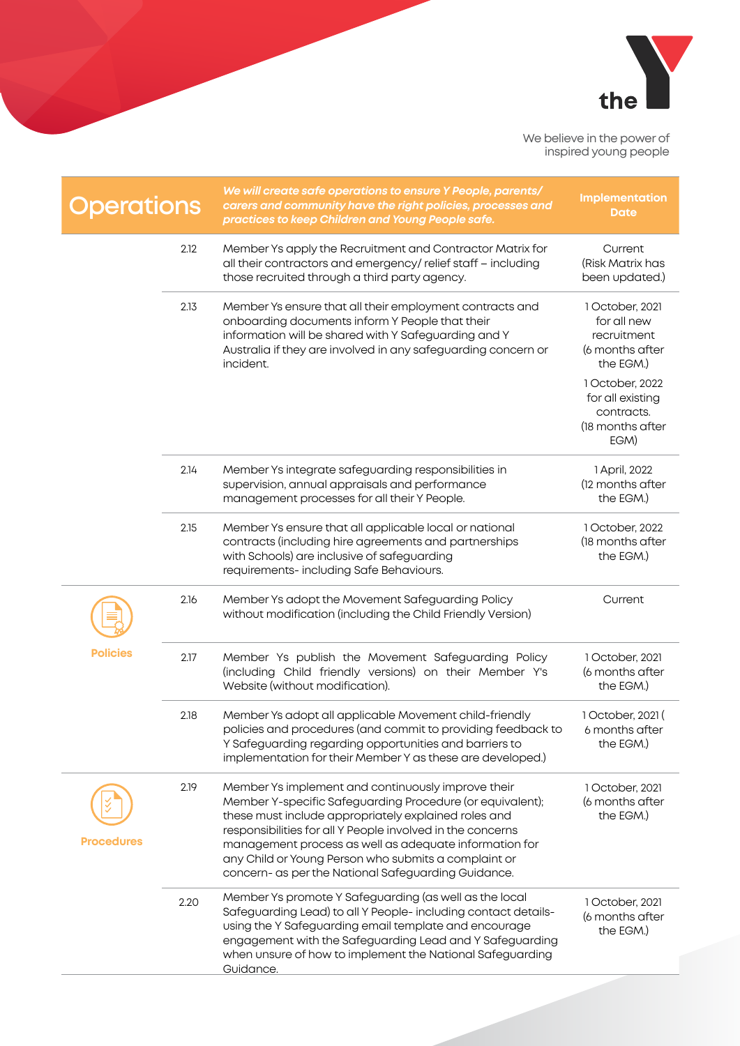We believe in the power of inspired young people

| Operations | | *We will create safe operations to ensure Y People, parents/carers and community have the right policies, processes and practices to keep Children and Young People safe.* | Implementation Date |
|---|---|---|---|
| | 2.12 | Member Ys apply the Recruitment and Contractor Matrix for all their contractors and emergency/ relief staff – including those recruited through a third party agency. | Current (Risk Matrix has been updated.) |
| | 2.13 | Member Ys ensure that all their employment contracts and onboarding documents inform Y People that their information will be shared with Y Safeguarding and Y Australia if they are involved in any safeguarding concern or incident. | 1 October, 2021 for all new recruitment (6 months after the EGM.) 1 October, 2022 for all existing contracts. (18 months after EGM) |
| | 2.14 | Member Ys integrate safeguarding responsibilities in supervision, annual appraisals and performance management processes for all their Y People. | 1 April, 2022 (12 months after the EGM.) |
| | 2.15 | Member Ys ensure that all applicable local or national contracts (including hire agreements and partnerships with Schools) are inclusive of safeguarding requirements- including Safe Behaviours. | 1 October, 2022 (18 months after the EGM.) |
| Policies | 2.16 | Member Ys adopt the Movement Safeguarding Policy without modification (including the Child Friendly Version) | Current |
| | 2.17 | Member Ys publish the Movement Safeguarding Policy (including Child friendly versions) on their Member Y's Website (without modification). | 1 October, 2021 (6 months after the EGM.) |
| | 2.18 | Member Ys adopt all applicable Movement child-friendly policies and procedures (and commit to providing feedback to Y Safeguarding regarding opportunities and barriers to implementation for their Member Y as these are developed.) | 1 October, 2021 ( 6 months after the EGM.) |
| Procedures | 2.19 | Member Ys implement and continuously improve their Member Y-specific Safeguarding Procedure (or equivalent); these must include appropriately explained roles and responsibilities for all Y People involved in the concerns management process as well as adequate information for any Child or Young Person who submits a complaint or concern- as per the National Safeguarding Guidance. | 1 October, 2021 (6 months after the EGM.) |
| | 2.20 | Member Ys promote Y Safeguarding (as well as the local Safeguarding Lead) to all Y People- including contact details- using the Y Safeguarding email template and encourage engagement with the Safeguarding Lead and Y Safeguarding when unsure of how to implement the National Safeguarding Guidance. | 1 October, 2021 (6 months after the EGM.) |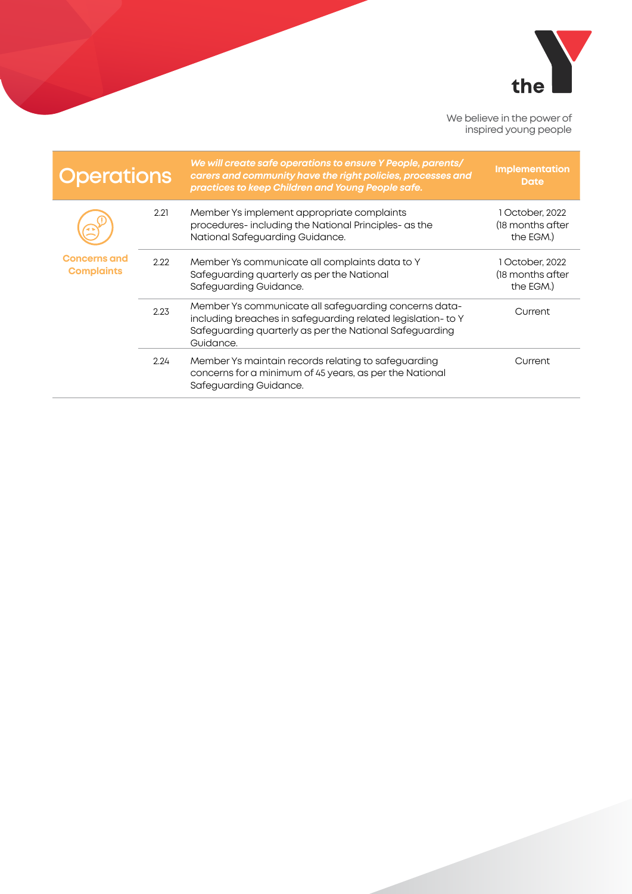| Operations | | We will create safe operations to ensure Y People, parents/ carers and community have the right policies, processes and practices to keep Children and Young People safe. | Implementation Date |
|---|---|---|---|
| Concerns and Complaints | 2.21 | Member Ys implement appropriate complaints procedures- including the National Principles- as the National Safeguarding Guidance. | 1 October, 2022 (18 months after the EGM.) |
| | 2.22 | Member Ys communicate all complaints data to Y Safeguarding quarterly as per the National Safeguarding Guidance. | 1 October, 2022 (18 months after the EGM.) |
| | 2.23 | Member Ys communicate all safeguarding concerns data- including breaches in safeguarding related legislation- to Y Safeguarding quarterly as per the National Safeguarding Guidance. | Current |
| | 2.24 | Member Ys maintain records relating to safeguarding concerns for a minimum of 45 years, as per the National Safeguarding Guidance. | Current |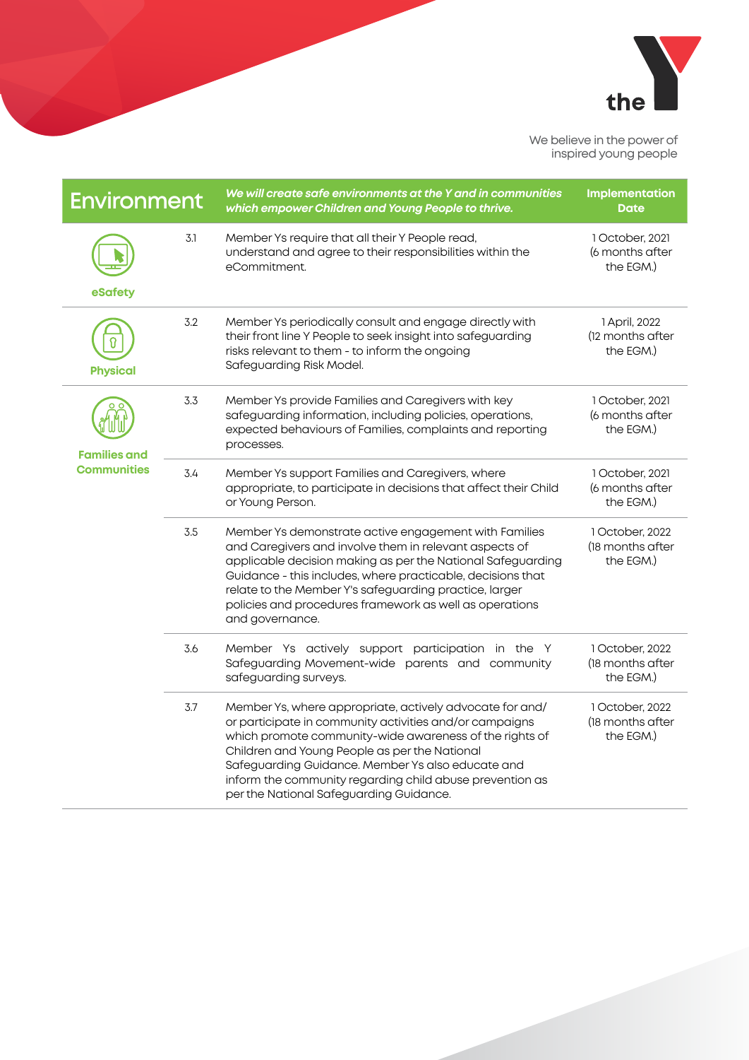We believe in the power of inspired young people

| Environment | | *We will create safe environments at the Y and in communities which empower Children and Young People to thrive.* | Implementation Date |
|---|---|---|---|
| eSafety | 3.1 | Member Ys require that all their Y People read, understand and agree to their responsibilities within the eCommitment. | 1 October, 2021 (6 months after the EGM.) |
| Physical | 3.2 | Member Ys periodically consult and engage directly with their front line Y People to seek insight into safeguarding risks relevant to them - to inform the ongoing Safeguarding Risk Model. | 1 April, 2022 (12 months after the EGM.) |
| Families and Communities | 3.3 | Member Ys provide Families and Caregivers with key safeguarding information, including policies, operations, expected behaviours of Families, complaints and reporting processes. | 1 October, 2021 (6 months after the EGM.) |
| | 3.4 | Member Ys support Families and Caregivers, where appropriate, to participate in decisions that affect their Child or Young Person. | 1 October, 2021 (6 months after the EGM.) |
| | 3.5 | Member Ys demonstrate active engagement with Families and Caregivers and involve them in relevant aspects of applicable decision making as per the National Safeguarding Guidance - this includes, where practicable, decisions that relate to the Member Y's safeguarding practice, larger policies and procedures framework as well as operations and governance. | 1 October, 2022 (18 months after the EGM.) |
| | 3.6 | Member Ys actively support participation in the Y Safeguarding Movement-wide parents and community safeguarding surveys. | 1 October, 2022 (18 months after the EGM.) |
| | 3.7 | Member Ys, where appropriate, actively advocate for and/or participate in community activities and/or campaigns which promote community-wide awareness of the rights of Children and Young People as per the National Safeguarding Guidance. Member Ys also educate and inform the community regarding child abuse prevention as per the National Safeguarding Guidance. | 1 October, 2022 (18 months after the EGM.) |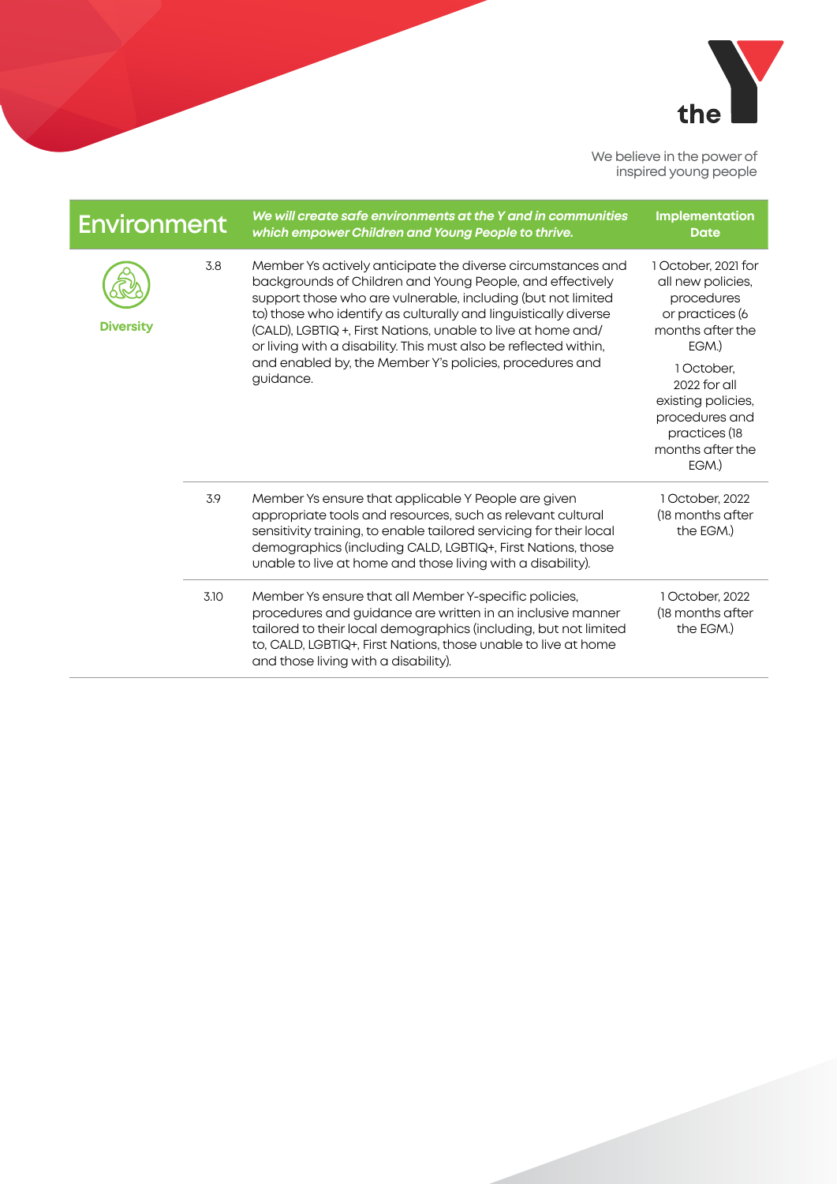We believe in the power of inspired young people

| Environment | | We will create safe environments at the Y and in communities which empower Children and Young People to thrive. | Implementation Date |
|---|---|---|---|
| Diversity | 3.8 | Member Ys actively anticipate the diverse circumstances and backgrounds of Children and Young People, and effectively support those who are vulnerable, including (but not limited to) those who identify as culturally and linguistically diverse (CALD), LGBTIQ +, First Nations, unable to live at home and/or living with a disability. This must also be reflected within, and enabled by, the Member Y's policies, procedures and guidance. | 1 October, 2021 for all new policies, procedures or practices (6 months after the EGM.) 1 October, 2022 for all existing policies, procedures and practices (18 months after the EGM.) |
| | 3.9 | Member Ys ensure that applicable Y People are given appropriate tools and resources, such as relevant cultural sensitivity training, to enable tailored servicing for their local demographics (including CALD, LGBTIQ+, First Nations, those unable to live at home and those living with a disability). | 1 October, 2022 (18 months after the EGM.) |
| | 3.10 | Member Ys ensure that all Member Y-specific policies, procedures and guidance are written in an inclusive manner tailored to their local demographics (including, but not limited to, CALD, LGBTIQ+, First Nations, those unable to live at home and those living with a disability). | 1 October, 2022 (18 months after the EGM.) |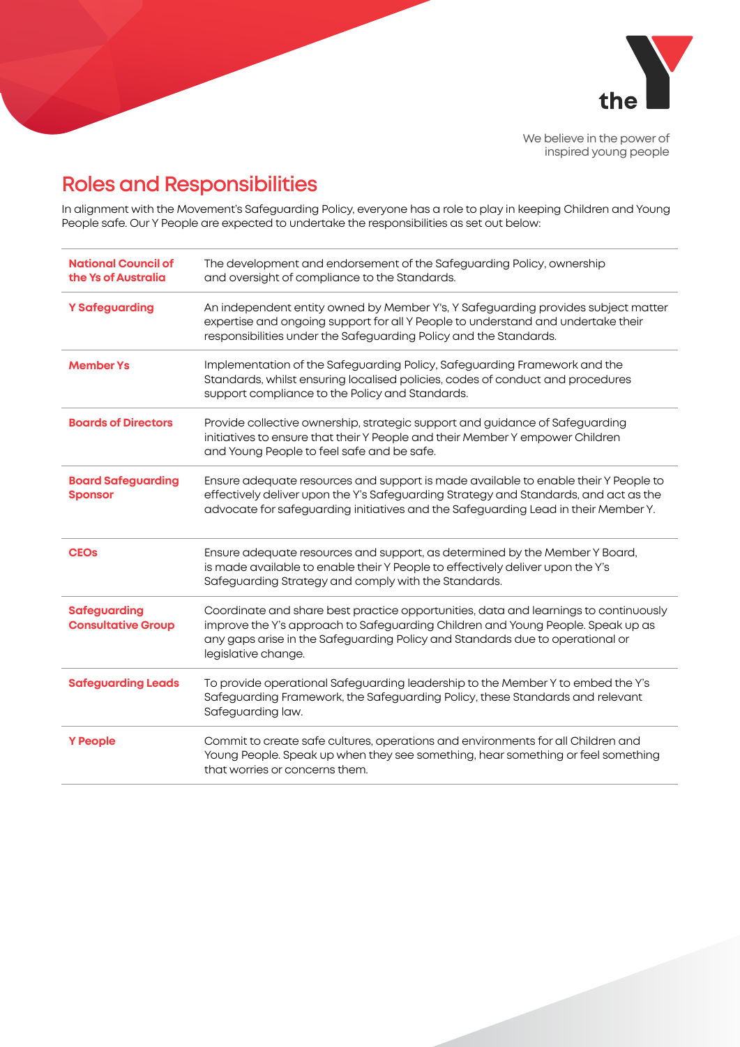We believe in the power of inspired young people

# Roles and Responsibilities

In alignment with the Movement's Safeguarding Policy, everyone has a role to play in keeping Children and Young People safe. Our Y People are expected to undertake the responsibilities as set out below:

| | |
|---|---|
| **National Council of the Ys of Australia** | The development and endorsement of the Safeguarding Policy, ownership and oversight of compliance to the Standards. |
| **Y Safeguarding** | An independent entity owned by Member Y's, Y Safeguarding provides subject matter expertise and ongoing support for all Y People to understand and undertake their responsibilities under the Safeguarding Policy and the Standards. |
| **Member Ys** | Implementation of the Safeguarding Policy, Safeguarding Framework and the Standards, whilst ensuring localised policies, codes of conduct and procedures support compliance to the Policy and Standards. |
| **Boards of Directors** | Provide collective ownership, strategic support and guidance of Safeguarding initiatives to ensure that their Y People and their Member Y empower Children and Young People to feel safe and be safe. |
| **Board Safeguarding Sponsor** | Ensure adequate resources and support is made available to enable their Y People to effectively deliver upon the Y's Safeguarding Strategy and Standards, and act as the advocate for safeguarding initiatives and the Safeguarding Lead in their Member Y. |
| **CEOs** | Ensure adequate resources and support, as determined by the Member Y Board, is made available to enable their Y People to effectively deliver upon the Y's Safeguarding Strategy and comply with the Standards. |
| **Safeguarding Consultative Group** | Coordinate and share best practice opportunities, data and learnings to continuously improve the Y's approach to Safeguarding Children and Young People. Speak up as any gaps arise in the Safeguarding Policy and Standards due to operational or legislative change. |
| **Safeguarding Leads** | To provide operational Safeguarding leadership to the Member Y to embed the Y's Safeguarding Framework, the Safeguarding Policy, these Standards and relevant Safeguarding law. |
| **Y People** | Commit to create safe cultures, operations and environments for all Children and Young People. Speak up when they see something, hear something or feel something that worries or concerns them. |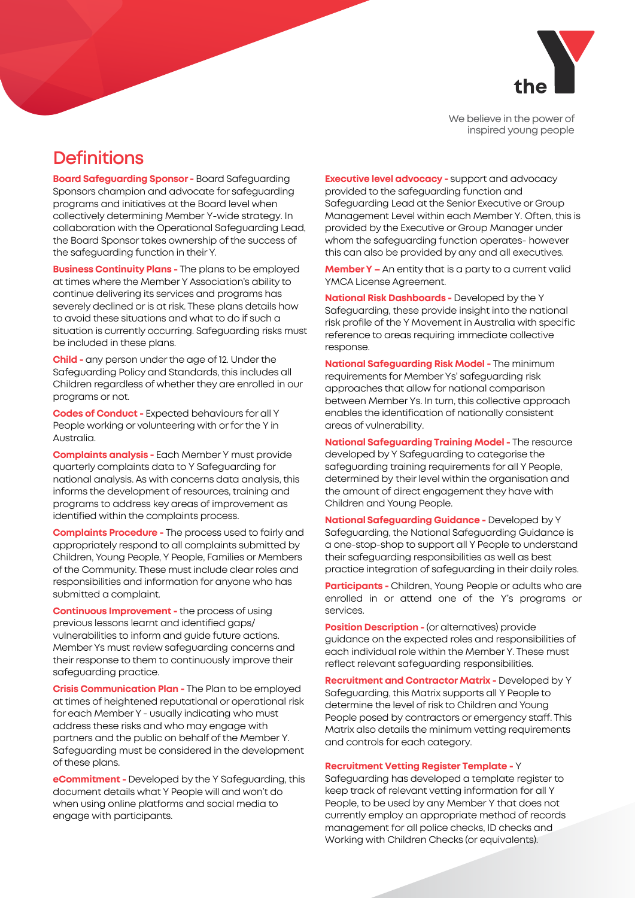# Definitions

**Board Safeguarding Sponsor -** Board Safeguarding Sponsors champion and advocate for safeguarding programs and initiatives at the Board level when collectively determining Member Y-wide strategy. In collaboration with the Operational Safeguarding Lead, the Board Sponsor takes ownership of the success of the safeguarding function in their Y.

**Business Continuity Plans -** The plans to be employed at times where the Member Y Association's ability to continue delivering its services and programs has severely declined or is at risk. These plans details how to avoid these situations and what to do if such a situation is currently occurring. Safeguarding risks must be included in these plans.

**Child -** any person under the age of 12. Under the Safeguarding Policy and Standards, this includes all Children regardless of whether they are enrolled in our programs or not.

**Codes of Conduct -** Expected behaviours for all Y People working or volunteering with or for the Y in Australia.

**Complaints analysis -** Each Member Y must provide quarterly complaints data to Y Safeguarding for national analysis. As with concerns data analysis, this informs the development of resources, training and programs to address key areas of improvement as identified within the complaints process.

**Complaints Procedure -** The process used to fairly and appropriately respond to all complaints submitted by Children, Young People, Y People, Families or Members of the Community. These must include clear roles and responsibilities and information for anyone who has submitted a complaint.

**Continuous Improvement -** the process of using previous lessons learnt and identified gaps/ vulnerabilities to inform and guide future actions. Member Ys must review safeguarding concerns and their response to them to continuously improve their safeguarding practice.

**Crisis Communication Plan -** The Plan to be employed at times of heightened reputational or operational risk for each Member Y - usually indicating who must address these risks and who may engage with partners and the public on behalf of the Member Y. Safeguarding must be considered in the development of these plans.

**eCommitment -** Developed by the Y Safeguarding, this document details what Y People will and won't do when using online platforms and social media to engage with participants.

**Executive level advocacy -** support and advocacy provided to the safeguarding function and Safeguarding Lead at the Senior Executive or Group Management Level within each Member Y. Often, this is provided by the Executive or Group Manager under whom the safeguarding function operates- however this can also be provided by any and all executives.

**Member Y –** An entity that is a party to a current valid YMCA License Agreement.

**National Risk Dashboards -** Developed by the Y Safeguarding, these provide insight into the national risk profile of the Y Movement in Australia with specific reference to areas requiring immediate collective response.

**National Safeguarding Risk Model -** The minimum requirements for Member Ys' safeguarding risk approaches that allow for national comparison between Member Ys. In turn, this collective approach enables the identification of nationally consistent areas of vulnerability.

**National Safeguarding Training Model -** The resource developed by Y Safeguarding to categorise the safeguarding training requirements for all Y People, determined by their level within the organisation and the amount of direct engagement they have with Children and Young People.

**National Safeguarding Guidance -** Developed by Y Safeguarding, the National Safeguarding Guidance is a one-stop-shop to support all Y People to understand their safeguarding responsibilities as well as best practice integration of safeguarding in their daily roles.

**Participants -** Children, Young People or adults who are enrolled in or attend one of the Y's programs or services.

**Position Description -** (or alternatives) provide guidance on the expected roles and responsibilities of each individual role within the Member Y. These must reflect relevant safeguarding responsibilities.

**Recruitment and Contractor Matrix -** Developed by Y Safeguarding, this Matrix supports all Y People to determine the level of risk to Children and Young People posed by contractors or emergency staff. This Matrix also details the minimum vetting requirements and controls for each category.

**Recruitment Vetting Register Template -** Y Safeguarding has developed a template register to keep track of relevant vetting information for all Y People, to be used by any Member Y that does not currently employ an appropriate method of records management for all police checks, ID checks and Working with Children Checks (or equivalents).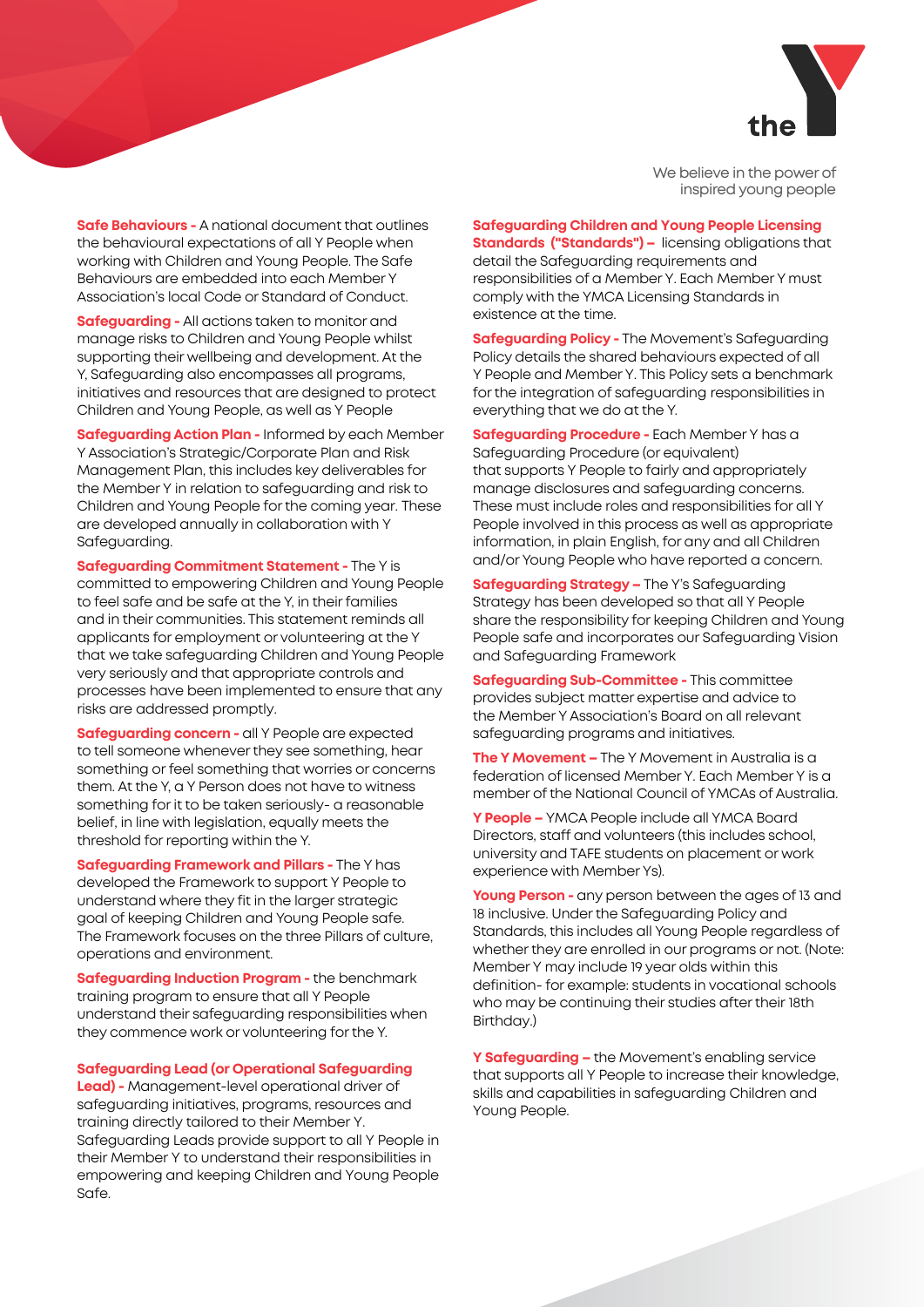We believe in the power of inspired young people

**Safe Behaviours -** A national document that outlines the behavioural expectations of all Y People when working with Children and Young People. The Safe Behaviours are embedded into each Member Y Association's local Code or Standard of Conduct.

**Safeguarding -** All actions taken to monitor and manage risks to Children and Young People whilst supporting their wellbeing and development. At the Y, Safeguarding also encompasses all programs, initiatives and resources that are designed to protect Children and Young People, as well as Y People

**Safeguarding Action Plan -** Informed by each Member Y Association's Strategic/Corporate Plan and Risk Management Plan, this includes key deliverables for the Member Y in relation to safeguarding and risk to Children and Young People for the coming year. These are developed annually in collaboration with Y Safeguarding.

**Safeguarding Commitment Statement -** The Y is committed to empowering Children and Young People to feel safe and be safe at the Y, in their families and in their communities. This statement reminds all applicants for employment or volunteering at the Y that we take safeguarding Children and Young People very seriously and that appropriate controls and processes have been implemented to ensure that any risks are addressed promptly.

**Safeguarding concern -** all Y People are expected to tell someone whenever they see something, hear something or feel something that worries or concerns them. At the Y, a Y Person does not have to witness something for it to be taken seriously- a reasonable belief, in line with legislation, equally meets the threshold for reporting within the Y.

**Safeguarding Framework and Pillars -** The Y has developed the Framework to support Y People to understand where they fit in the larger strategic goal of keeping Children and Young People safe. The Framework focuses on the three Pillars of culture, operations and environment.

**Safeguarding Induction Program -** the benchmark training program to ensure that all Y People understand their safeguarding responsibilities when they commence work or volunteering for the Y.

**Safeguarding Lead (or Operational Safeguarding Lead) -** Management-level operational driver of safeguarding initiatives, programs, resources and training directly tailored to their Member Y. Safeguarding Leads provide support to all Y People in their Member Y to understand their responsibilities in empowering and keeping Children and Young People Safe.

**Safeguarding Children and Young People Licensing Standards ("Standards") –** licensing obligations that detail the Safeguarding requirements and responsibilities of a Member Y. Each Member Y must comply with the YMCA Licensing Standards in existence at the time.

**Safeguarding Policy -** The Movement's Safeguarding Policy details the shared behaviours expected of all Y People and Member Y. This Policy sets a benchmark for the integration of safeguarding responsibilities in everything that we do at the Y.

**Safeguarding Procedure -** Each Member Y has a Safeguarding Procedure (or equivalent) that supports Y People to fairly and appropriately manage disclosures and safeguarding concerns. These must include roles and responsibilities for all Y People involved in this process as well as appropriate information, in plain English, for any and all Children and/or Young People who have reported a concern.

**Safeguarding Strategy –** The Y's Safeguarding Strategy has been developed so that all Y People share the responsibility for keeping Children and Young People safe and incorporates our Safeguarding Vision and Safeguarding Framework

**Safeguarding Sub-Committee -** This committee provides subject matter expertise and advice to the Member Y Association's Board on all relevant safeguarding programs and initiatives.

**The Y Movement –** The Y Movement in Australia is a federation of licensed Member Y. Each Member Y is a member of the National Council of YMCAs of Australia.

**Y People –** YMCA People include all YMCA Board Directors, staff and volunteers (this includes school, university and TAFE students on placement or work experience with Member Ys).

**Young Person -** any person between the ages of 13 and 18 inclusive. Under the Safeguarding Policy and Standards, this includes all Young People regardless of whether they are enrolled in our programs or not. (Note: Member Y may include 19 year olds within this definition- for example: students in vocational schools who may be continuing their studies after their 18th Birthday.)

**Y Safeguarding –** the Movement's enabling service that supports all Y People to increase their knowledge, skills and capabilities in safeguarding Children and Young People.